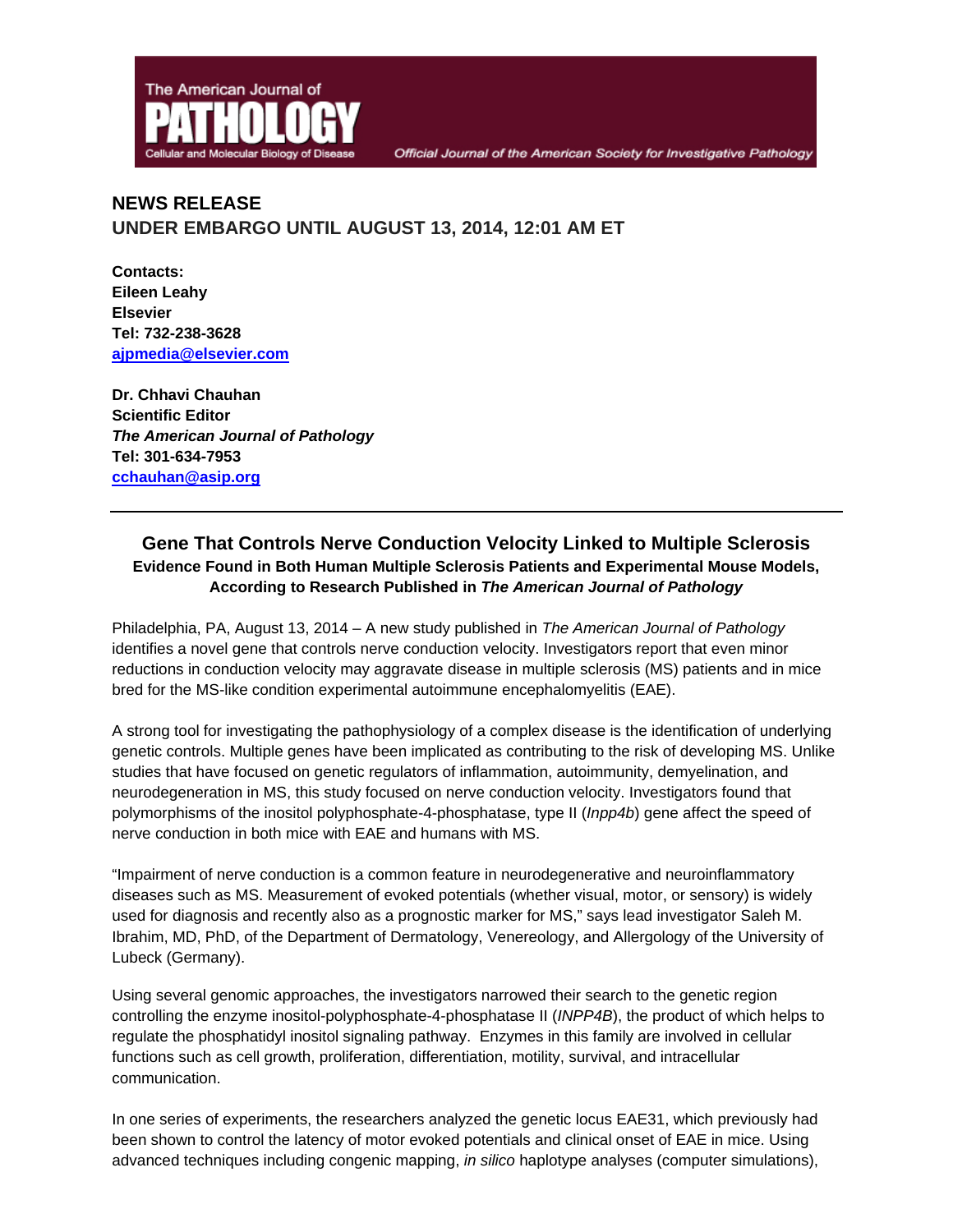The American Journal of **PATHOLOGY** Cellular and Molecular Biology of Disease

*Official Journal of the American Society for Investigative Pathology*

**NEWS RELEASE**
**UNDER EMBARGO UNTIL AUGUST 13, 2014, 12:01 AM ET**

**Contacts:**
**Eileen Leahy**
**Elsevier**
**Tel: 732-238-3628**
**ajpmedia@elsevier.com**

**Dr. Chhavi Chauhan**
**Scientific Editor**
***The American Journal of Pathology***
**Tel: 301-634-7953**
**cchauhan@asip.org**

---

## Gene That Controls Nerve Conduction Velocity Linked to Multiple Sclerosis

**Evidence Found in Both Human Multiple Sclerosis Patients and Experimental Mouse Models, According to Research Published in *The American Journal of Pathology***

Philadelphia, PA, August 13, 2014 – A new study published in *The American Journal of Pathology* identifies a novel gene that controls nerve conduction velocity. Investigators report that even minor reductions in conduction velocity may aggravate disease in multiple sclerosis (MS) patients and in mice bred for the MS-like condition experimental autoimmune encephalomyelitis (EAE).

A strong tool for investigating the pathophysiology of a complex disease is the identification of underlying genetic controls. Multiple genes have been implicated as contributing to the risk of developing MS. Unlike studies that have focused on genetic regulators of inflammation, autoimmunity, demyelination, and neurodegeneration in MS, this study focused on nerve conduction velocity. Investigators found that polymorphisms of the inositol polyphosphate-4-phosphatase, type II (*Inpp4b*) gene affect the speed of nerve conduction in both mice with EAE and humans with MS.

"Impairment of nerve conduction is a common feature in neurodegenerative and neuroinflammatory diseases such as MS. Measurement of evoked potentials (whether visual, motor, or sensory) is widely used for diagnosis and recently also as a prognostic marker for MS," says lead investigator Saleh M. Ibrahim, MD, PhD, of the Department of Dermatology, Venereology, and Allergology of the University of Lubeck (Germany).

Using several genomic approaches, the investigators narrowed their search to the genetic region controlling the enzyme inositol-polyphosphate-4-phosphatase II (*INPP4B*), the product of which helps to regulate the phosphatidyl inositol signaling pathway. Enzymes in this family are involved in cellular functions such as cell growth, proliferation, differentiation, motility, survival, and intracellular communication.

In one series of experiments, the researchers analyzed the genetic locus EAE31, which previously had been shown to control the latency of motor evoked potentials and clinical onset of EAE in mice. Using advanced techniques including congenic mapping, *in silico* haplotype analyses (computer simulations),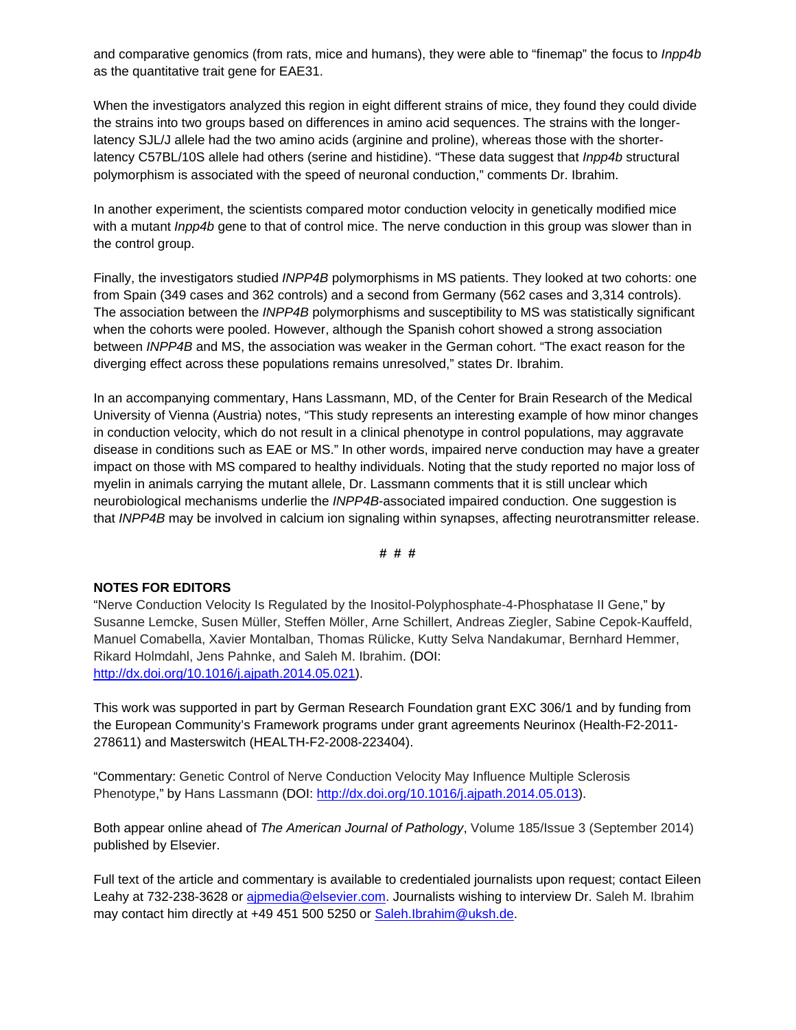and comparative genomics (from rats, mice and humans), they were able to "finemap" the focus to *Inpp4b* as the quantitative trait gene for EAE31.

When the investigators analyzed this region in eight different strains of mice, they found they could divide the strains into two groups based on differences in amino acid sequences. The strains with the longer-latency SJL/J allele had the two amino acids (arginine and proline), whereas those with the shorter-latency C57BL/10S allele had others (serine and histidine). "These data suggest that *Inpp4b* structural polymorphism is associated with the speed of neuronal conduction," comments Dr. Ibrahim.

In another experiment, the scientists compared motor conduction velocity in genetically modified mice with a mutant *Inpp4b* gene to that of control mice. The nerve conduction in this group was slower than in the control group.

Finally, the investigators studied *INPP4B* polymorphisms in MS patients. They looked at two cohorts: one from Spain (349 cases and 362 controls) and a second from Germany (562 cases and 3,314 controls). The association between the *INPP4B* polymorphisms and susceptibility to MS was statistically significant when the cohorts were pooled. However, although the Spanish cohort showed a strong association between *INPP4B* and MS, the association was weaker in the German cohort. "The exact reason for the diverging effect across these populations remains unresolved," states Dr. Ibrahim.

In an accompanying commentary, Hans Lassmann, MD, of the Center for Brain Research of the Medical University of Vienna (Austria) notes, "This study represents an interesting example of how minor changes in conduction velocity, which do not result in a clinical phenotype in control populations, may aggravate disease in conditions such as EAE or MS." In other words, impaired nerve conduction may have a greater impact on those with MS compared to healthy individuals. Noting that the study reported no major loss of myelin in animals carrying the mutant allele, Dr. Lassmann comments that it is still unclear which neurobiological mechanisms underlie the *INPP4B*-associated impaired conduction. One suggestion is that *INPP4B* may be involved in calcium ion signaling within synapses, affecting neurotransmitter release.

# # #

**NOTES FOR EDITORS**

"Nerve Conduction Velocity Is Regulated by the Inositol-Polyphosphate-4-Phosphatase II Gene," by Susanne Lemcke, Susen Müller, Steffen Möller, Arne Schillert, Andreas Ziegler, Sabine Cepok-Kauffeld, Manuel Comabella, Xavier Montalban, Thomas Rülicke, Kutty Selva Nandakumar, Bernhard Hemmer, Rikard Holmdahl, Jens Pahnke, and Saleh M. Ibrahim. (DOI: http://dx.doi.org/10.1016/j.ajpath.2014.05.021).

This work was supported in part by German Research Foundation grant EXC 306/1 and by funding from the European Community's Framework programs under grant agreements Neurinox (Health-F2-2011-278611) and Masterswitch (HEALTH-F2-2008-223404).

"Commentary: Genetic Control of Nerve Conduction Velocity May Influence Multiple Sclerosis Phenotype," by Hans Lassmann (DOI: http://dx.doi.org/10.1016/j.ajpath.2014.05.013).

Both appear online ahead of *The American Journal of Pathology*, Volume 185/Issue 3 (September 2014) published by Elsevier.

Full text of the article and commentary is available to credentialed journalists upon request; contact Eileen Leahy at 732-238-3628 or ajpmedia@elsevier.com. Journalists wishing to interview Dr. Saleh M. Ibrahim may contact him directly at +49 451 500 5250 or Saleh.Ibrahim@uksh.de.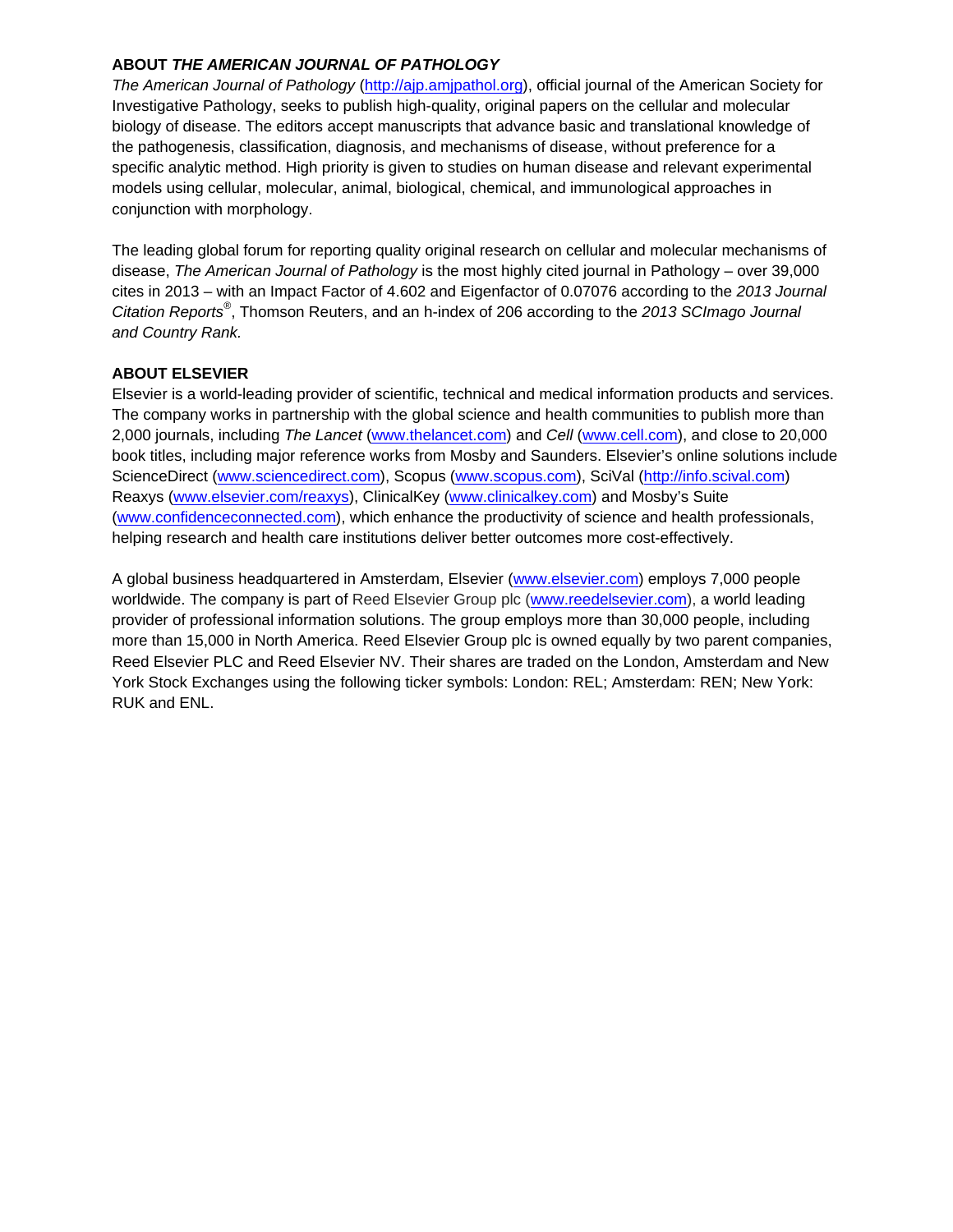## ABOUT *THE AMERICAN JOURNAL OF PATHOLOGY*

*The American Journal of Pathology* (http://ajp.amjpathol.org), official journal of the American Society for Investigative Pathology, seeks to publish high-quality, original papers on the cellular and molecular biology of disease. The editors accept manuscripts that advance basic and translational knowledge of the pathogenesis, classification, diagnosis, and mechanisms of disease, without preference for a specific analytic method. High priority is given to studies on human disease and relevant experimental models using cellular, molecular, animal, biological, chemical, and immunological approaches in conjunction with morphology.

The leading global forum for reporting quality original research on cellular and molecular mechanisms of disease, *The American Journal of Pathology* is the most highly cited journal in Pathology – over 39,000 cites in 2013 – with an Impact Factor of 4.602 and Eigenfactor of 0.07076 according to the *2013 Journal Citation Reports®*, Thomson Reuters, and an h-index of 206 according to the *2013 SCImago Journal and Country Rank.*

## ABOUT ELSEVIER

Elsevier is a world-leading provider of scientific, technical and medical information products and services. The company works in partnership with the global science and health communities to publish more than 2,000 journals, including *The Lancet* (www.thelancet.com) and *Cell* (www.cell.com), and close to 20,000 book titles, including major reference works from Mosby and Saunders. Elsevier's online solutions include ScienceDirect (www.sciencedirect.com), Scopus (www.scopus.com), SciVal (http://info.scival.com) Reaxys (www.elsevier.com/reaxys), ClinicalKey (www.clinicalkey.com) and Mosby's Suite (www.confidenceconnected.com), which enhance the productivity of science and health professionals, helping research and health care institutions deliver better outcomes more cost-effectively.

A global business headquartered in Amsterdam, Elsevier (www.elsevier.com) employs 7,000 people worldwide. The company is part of Reed Elsevier Group plc (www.reedelsevier.com), a world leading provider of professional information solutions. The group employs more than 30,000 people, including more than 15,000 in North America. Reed Elsevier Group plc is owned equally by two parent companies, Reed Elsevier PLC and Reed Elsevier NV. Their shares are traded on the London, Amsterdam and New York Stock Exchanges using the following ticker symbols: London: REL; Amsterdam: REN; New York: RUK and ENL.